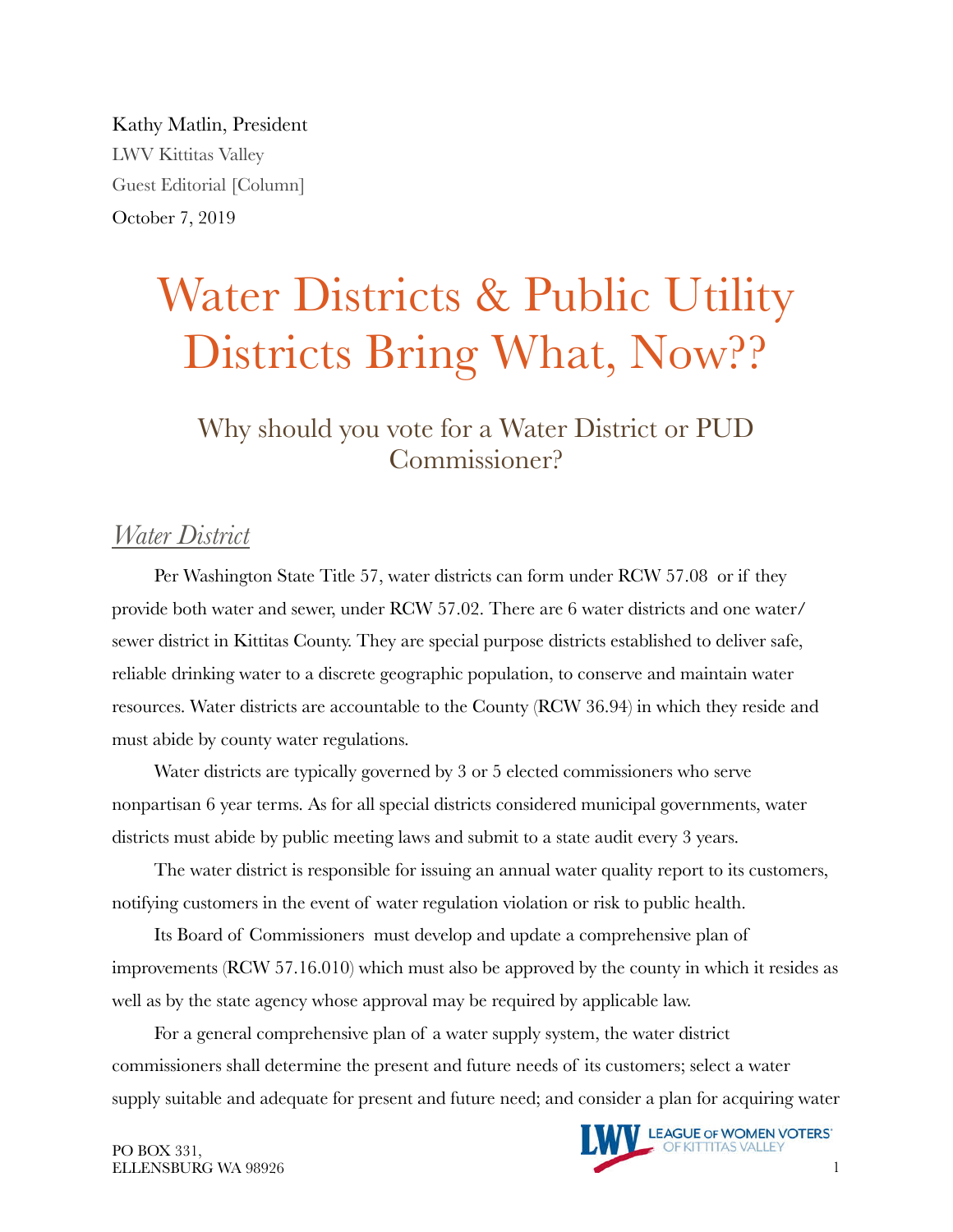Kathy Matlin, President

LWV Kittitas Valley

Guest Editorial [Column]

October 7, 2019

# Water Districts & Public Utility Districts Bring What, Now??

## Why should you vote for a Water District or PUD Commissioner?

### *Water District*

Per Washington State Title 57, water districts can form under RCW 57.08 or if they provide both water and sewer, under RCW 57.02. There are 6 water districts and one water/sewer district in Kittitas County. They are special purpose districts established to deliver safe, reliable drinking water to a discrete geographic population, to conserve and maintain water resources. Water districts are accountable to the County (RCW 36.94) in which they reside and must abide by county water regulations.

Water districts are typically governed by 3 or 5 elected commissioners who serve nonpartisan 6 year terms. As for all special districts considered municipal governments, water districts must abide by public meeting laws and submit to a state audit every 3 years.

The water district is responsible for issuing an annual water quality report to its customers, notifying customers in the event of water regulation violation or risk to public health.

Its Board of Commissioners must develop and update a comprehensive plan of improvements (RCW 57.16.010) which must also be approved by the county in which it resides as well as by the state agency whose approval may be required by applicable law.

For a general comprehensive plan of a water supply system, the water district commissioners shall determine the present and future needs of its customers; select a water supply suitable and adequate for present and future need; and consider a plan for acquiring water

PO BOX 331,
ELLENSBURG WA 98926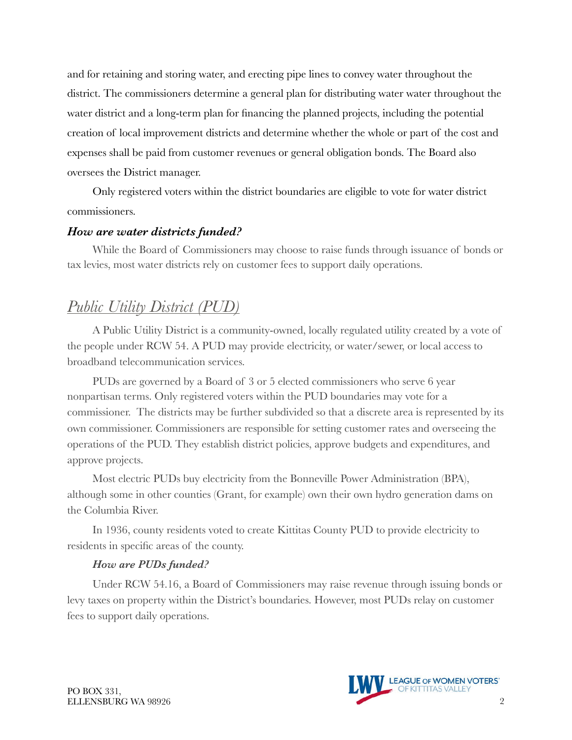and for retaining and storing water, and erecting pipe lines to convey water throughout the district. The commissioners determine a general plan for distributing water water throughout the water district and a long-term plan for financing the planned projects, including the potential creation of local improvement districts and determine whether the whole or part of the cost and expenses shall be paid from customer revenues or general obligation bonds. The Board also oversees the District manager.

Only registered voters within the district boundaries are eligible to vote for water district commissioners.

***How are water districts funded?***

While the Board of Commissioners may choose to raise funds through issuance of bonds or tax levies, most water districts rely on customer fees to support daily operations.

## *Public Utility District (PUD)*

A Public Utility District is a community-owned, locally regulated utility created by a vote of the people under RCW 54. A PUD may provide electricity, or water/sewer, or local access to broadband telecommunication services.

PUDs are governed by a Board of 3 or 5 elected commissioners who serve 6 year nonpartisan terms. Only registered voters within the PUD boundaries may vote for a commissioner. The districts may be further subdivided so that a discrete area is represented by its own commissioner. Commissioners are responsible for setting customer rates and overseeing the operations of the PUD. They establish district policies, approve budgets and expenditures, and approve projects.

Most electric PUDs buy electricity from the Bonneville Power Administration (BPA), although some in other counties (Grant, for example) own their own hydro generation dams on the Columbia River.

In 1936, county residents voted to create Kittitas County PUD to provide electricity to residents in specific areas of the county.

***How are PUDs funded?***

Under RCW 54.16, a Board of Commissioners may raise revenue through issuing bonds or levy taxes on property within the District's boundaries. However, most PUDs relay on customer fees to support daily operations.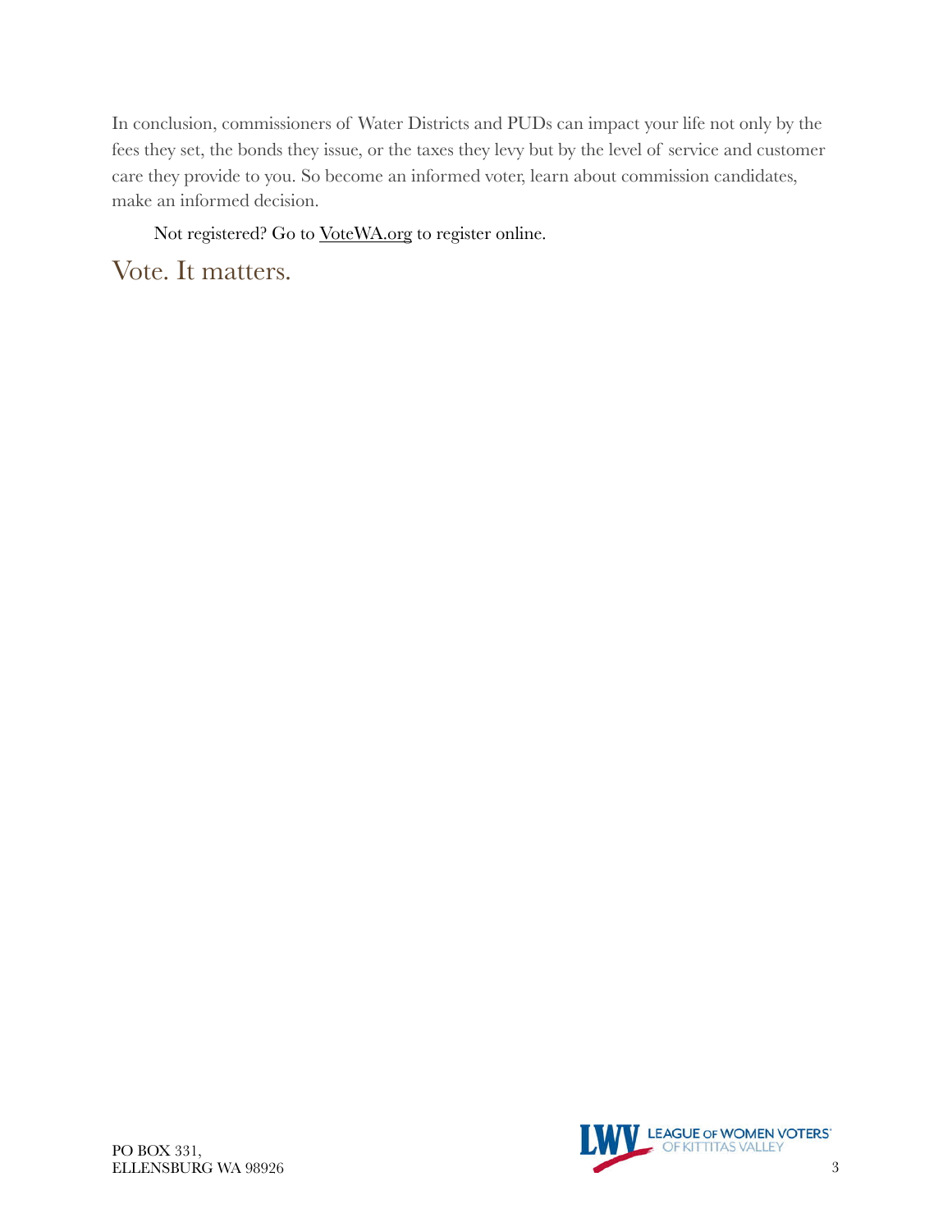In conclusion, commissioners of Water Districts and PUDs can impact your life not only by the fees they set, the bonds they issue, or the taxes they levy but by the level of service and customer care they provide to you. So become an informed voter, learn about commission candidates, make an informed decision.

Not registered? Go to VoteWA.org to register online.

## Vote. It matters.